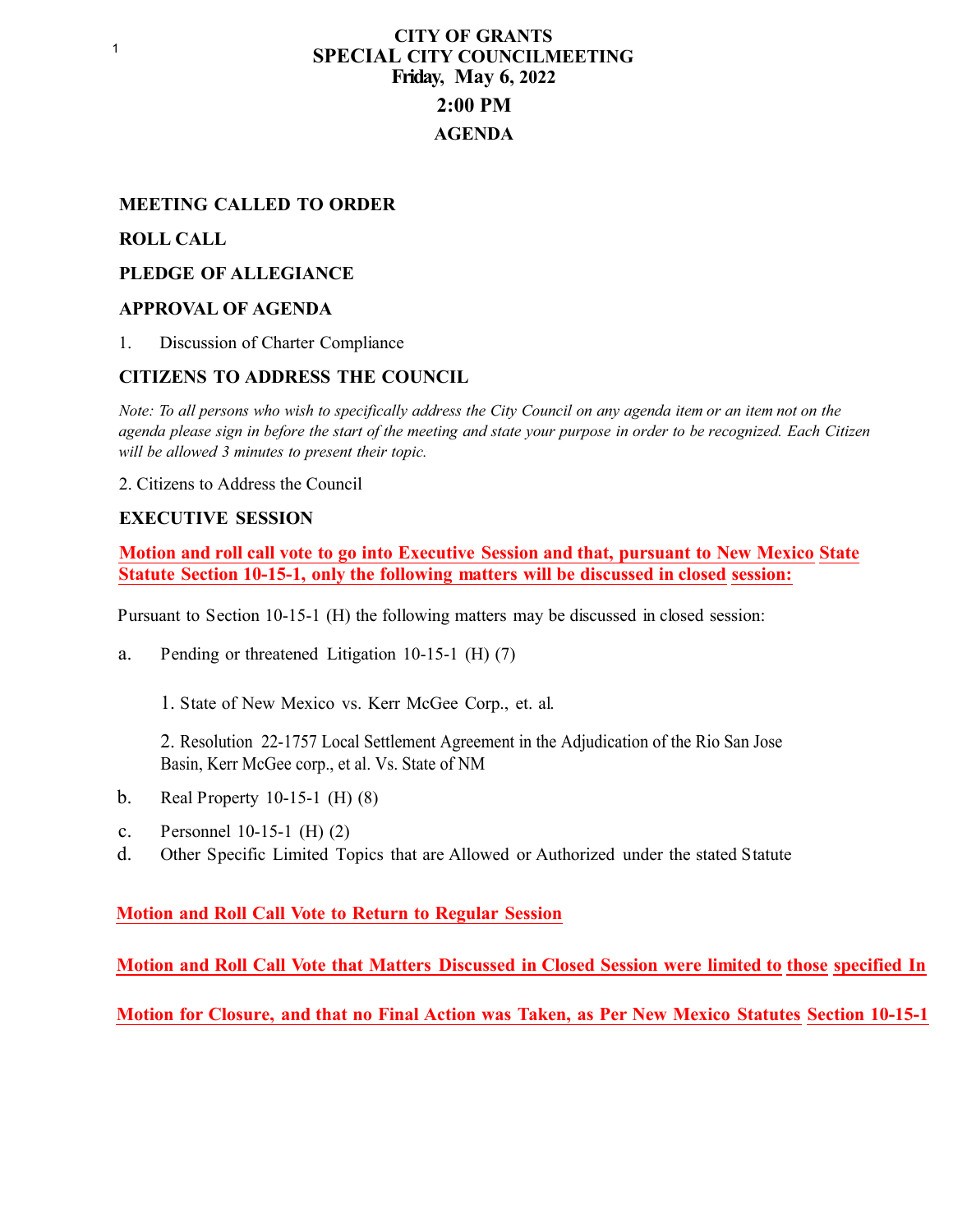# CITY OF GRANTS
# SPECIAL CITY COUNCILMEETING
## Friday, May 6, 2022
## 2:00 PM
## AGENDA

**MEETING CALLED TO ORDER**

**ROLL CALL**

**PLEDGE OF ALLEGIANCE**

**APPROVAL OF AGENDA**

1. Discussion of Charter Compliance

**CITIZENS TO ADDRESS THE COUNCIL**

*Note: To all persons who wish to specifically address the City Council on any agenda item or an item not on the agenda please sign in before the start of the meeting and state your purpose in order to be recognized. Each Citizen will be allowed 3 minutes to present their topic.*

2. Citizens to Address the Council

**EXECUTIVE SESSION**

**Motion and roll call vote to go into Executive Session and that, pursuant to New Mexico State Statute Section 10-15-1, only the following matters will be discussed in closed session:**

Pursuant to Section 10-15-1 (H) the following matters may be discussed in closed session:

a. Pending or threatened Litigation 10-15-1 (H) (7)

   1. State of New Mexico vs. Kerr McGee Corp., et. al.

   2. Resolution 22-1757 Local Settlement Agreement in the Adjudication of the Rio San Jose Basin, Kerr McGee corp., et al. Vs. State of NM

b. Real Property 10-15-1 (H) (8)

c. Personnel 10-15-1 (H) (2)

d. Other Specific Limited Topics that are Allowed or Authorized under the stated Statute

**Motion and Roll Call Vote to Return to Regular Session**

**Motion and Roll Call Vote that Matters Discussed in Closed Session were limited to those specified In**

**Motion for Closure, and that no Final Action was Taken, as Per New Mexico Statutes Section 10-15-1**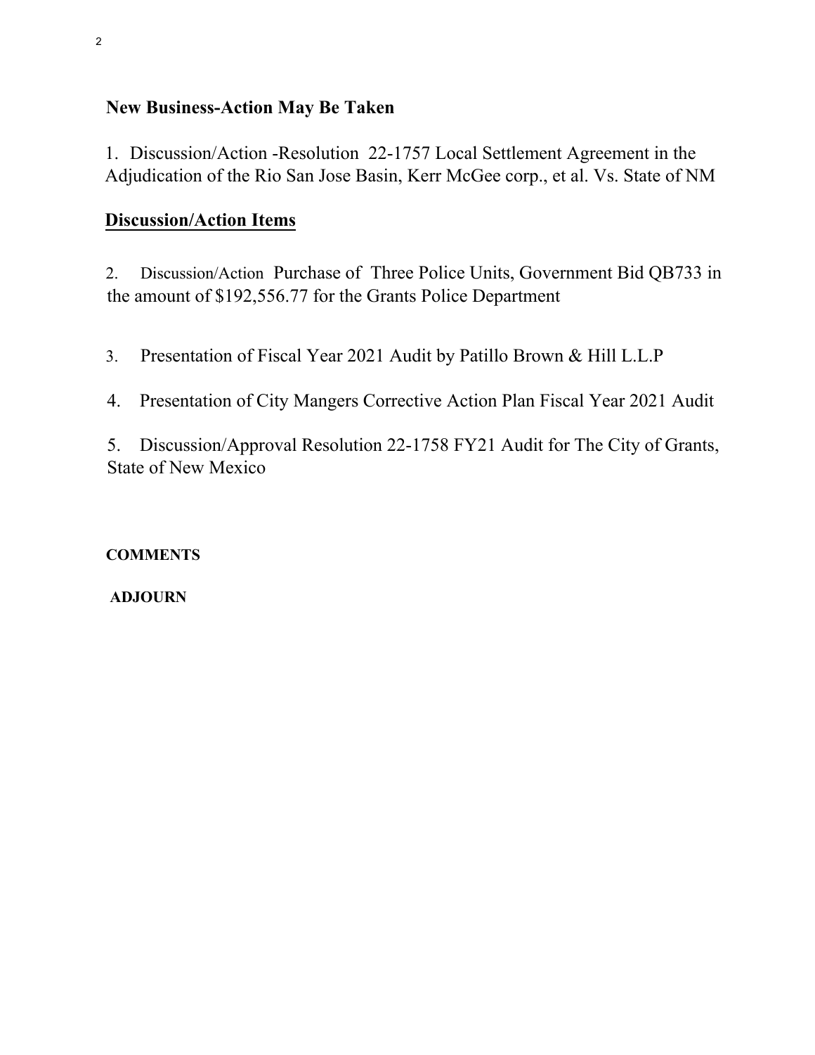**New Business-Action May Be Taken**

1. Discussion/Action -Resolution 22-1757 Local Settlement Agreement in the Adjudication of the Rio San Jose Basin, Kerr McGee corp., et al. Vs. State of NM

**Discussion/Action Items**

2. Discussion/Action Purchase of Three Police Units, Government Bid QB733 in the amount of $192,556.77 for the Grants Police Department

3. Presentation of Fiscal Year 2021 Audit by Patillo Brown & Hill L.L.P

4. Presentation of City Mangers Corrective Action Plan Fiscal Year 2021 Audit

5. Discussion/Approval Resolution 22-1758 FY21 Audit for The City of Grants, State of New Mexico

**COMMENTS**

**ADJOURN**